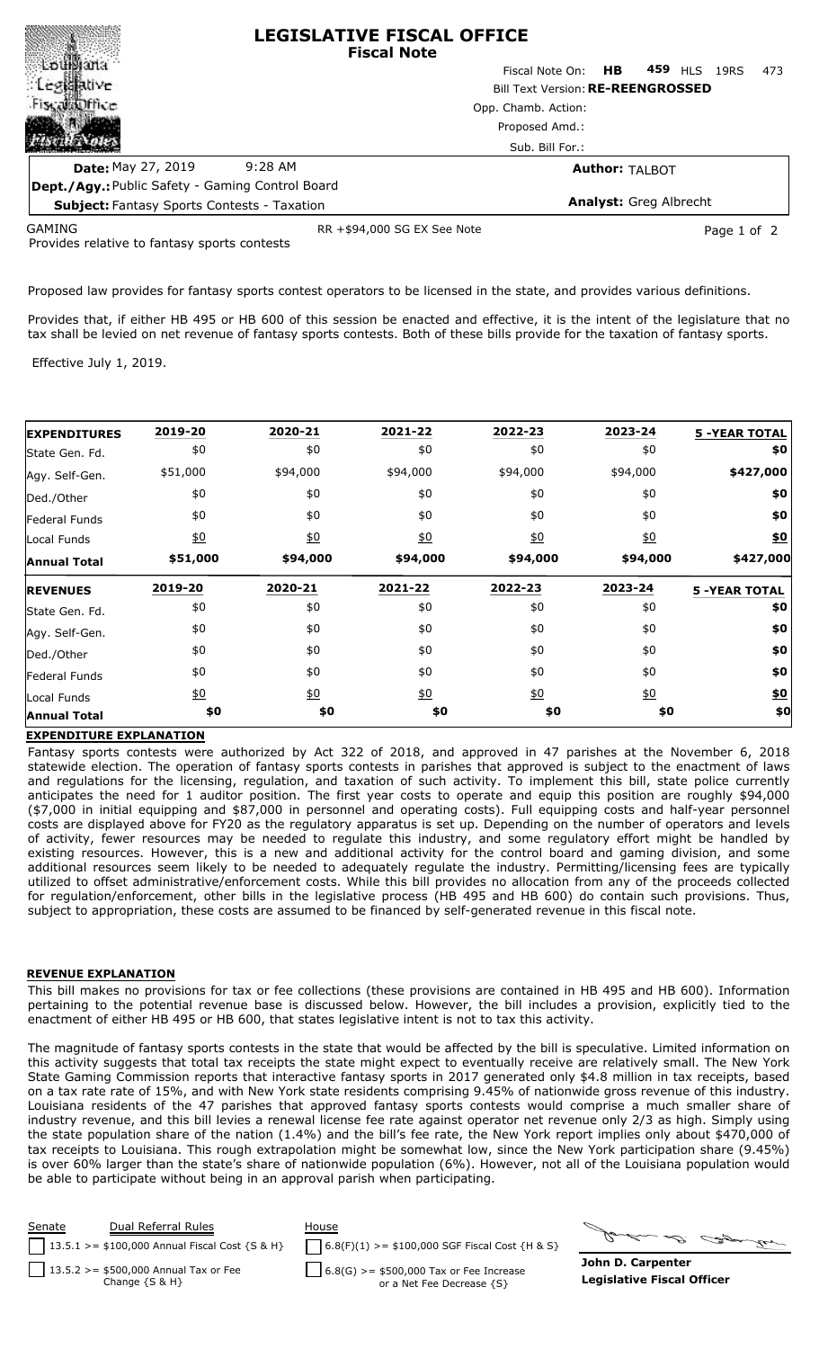# LEGISLATIVE FISCAL OFFICE
## Fiscal Note

Fiscal Note On: **HB 459** HLS 19RS 473

Bill Text Version: **RE-REENGROSSED**

Opp. Chamb. Action:

Proposed Amd.:

Sub. Bill For.:

**Date:** May 27, 2019 9:28 AM

**Author:** TALBOT

**Dept./Agy.:** Public Safety - Gaming Control Board

**Subject:** Fantasy Sports Contests - Taxation

**Analyst:** Greg Albrecht

GAMING RR +$94,000 SG EX See Note

Provides relative to fantasy sports contests

Proposed law provides for fantasy sports contest operators to be licensed in the state, and provides various definitions.

Provides that, if either HB 495 or HB 600 of this session be enacted and effective, it is the intent of the legislature that no tax shall be levied on net revenue of fantasy sports contests. Both of these bills provide for the taxation of fantasy sports.

Effective July 1, 2019.

| **EXPENDITURES** | 2019-20 | 2020-21 | 2021-22 | 2022-23 | 2023-24 | 5 -YEAR TOTAL |
|---|---|---|---|---|---|---|
| State Gen. Fd. | $0 | $0 | $0 | $0 | $0 | **$0** |
| Agy. Self-Gen. | $51,000 | $94,000 | $94,000 | $94,000 | $94,000 | **$427,000** |
| Ded./Other | $0 | $0 | $0 | $0 | $0 | **$0** |
| Federal Funds | $0 | $0 | $0 | $0 | $0 | **$0** |
| Local Funds | $0 | $0 | $0 | $0 | $0 | **$0** |
| **Annual Total** | **$51,000** | **$94,000** | **$94,000** | **$94,000** | **$94,000** | **$427,000** |
| **REVENUES** | **2019-20** | **2020-21** | **2021-22** | **2022-23** | **2023-24** | **5 -YEAR TOTAL** |
| State Gen. Fd. | $0 | $0 | $0 | $0 | $0 | **$0** |
| Agy. Self-Gen. | $0 | $0 | $0 | $0 | $0 | **$0** |
| Ded./Other | $0 | $0 | $0 | $0 | $0 | **$0** |
| Federal Funds | $0 | $0 | $0 | $0 | $0 | **$0** |
| Local Funds | $0 | $0 | $0 | $0 | $0 | **$0** |
| **Annual Total** | **$0** | **$0** | **$0** | **$0** | **$0** | **$0** |

**EXPENDITURE EXPLANATION**

Fantasy sports contests were authorized by Act 322 of 2018, and approved in 47 parishes at the November 6, 2018 statewide election. The operation of fantasy sports contests in parishes that approved is subject to the enactment of laws and regulations for the licensing, regulation, and taxation of such activity. To implement this bill, state police currently anticipates the need for 1 auditor position. The first year costs to operate and equip this position are roughly $94,000 ($7,000 in initial equipping and $87,000 in personnel and operating costs). Full equipping costs and half-year personnel costs are displayed above for FY20 as the regulatory apparatus is set up. Depending on the number of operators and levels of activity, fewer resources may be needed to regulate this industry, and some regulatory effort might be handled by existing resources. However, this is a new and additional activity for the control board and gaming division, and some additional resources seem likely to be needed to adequately regulate the industry. Permitting/licensing fees are typically utilized to offset administrative/enforcement costs. While this bill provides no allocation from any of the proceeds collected for regulation/enforcement, other bills in the legislative process (HB 495 and HB 600) do contain such provisions. Thus, subject to appropriation, these costs are assumed to be financed by self-generated revenue in this fiscal note.

**REVENUE EXPLANATION**

This bill makes no provisions for tax or fee collections (these provisions are contained in HB 495 and HB 600). Information pertaining to the potential revenue base is discussed below. However, the bill includes a provision, explicitly tied to the enactment of either HB 495 or HB 600, that states legislative intent is not to tax this activity.

The magnitude of fantasy sports contests in the state that would be affected by the bill is speculative. Limited information on this activity suggests that total tax receipts the state might expect to eventually receive are relatively small. The New York State Gaming Commission reports that interactive fantasy sports in 2017 generated only $4.8 million in tax receipts, based on a tax rate rate of 15%, and with New York state residents comprising 9.45% of nationwide gross revenue of this industry. Louisiana residents of the 47 parishes that approved fantasy sports contests would comprise a much smaller share of industry revenue, and this bill levies a renewal license fee rate against operator net revenue only 2/3 as high. Simply using the state population share of the nation (1.4%) and the bill's fee rate, the New York report implies only about $470,000 of tax receipts to Louisiana. This rough extrapolation might be somewhat low, since the New York participation share (9.45%) is over 60% larger than the state's share of nationwide population (6%). However, not all of the Louisiana population would be able to participate without being in an approval parish when participating.

| Senate | Dual Referral Rules | House |
|---|---|---|
| ☐ | 13.5.1 >= $100,000 Annual Fiscal Cost {S & H} | ☐ 6.8(F)(1) >= $100,000 SGF Fiscal Cost {H & S} |
| ☐ | 13.5.2 >= $500,000 Annual Tax or Fee Change {S & H} | ☐ 6.8(G) >= $500,000 Tax or Fee Increase or a Net Fee Decrease {S} |

**John D. Carpenter**
**Legislative Fiscal Officer**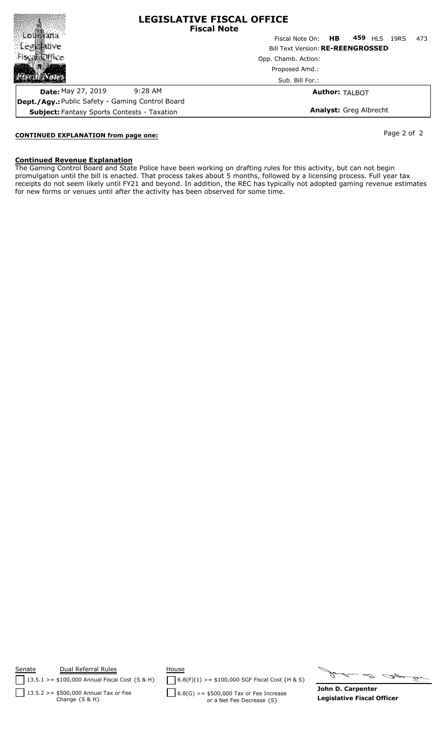# LEGISLATIVE FISCAL OFFICE
**Fiscal Note**

| | |
|---|---|
| | Fiscal Note On: **HB 459** HLS 19RS 473 |
| | Bill Text Version: **RE-REENGROSSED** |
| | Opp. Chamb. Action: |
| | Proposed Amd.: |
| | Sub. Bill For.: |
| **Date:** May 27, 2019 9:28 AM | **Author:** TALBOT |
| **Dept./Agy.:** Public Safety - Gaming Control Board | |
| **Subject:** Fantasy Sports Contests - Taxation | **Analyst:** Greg Albrecht |

**CONTINUED EXPLANATION from page one:**

**Continued Revenue Explanation**

The Gaming Control Board and State Police have been working on drafting rules for this activity, but can not begin promulgation until the bill is enacted. That process takes about 5 months, followed by a licensing process. Full year tax receipts do not seem likely until FY21 and beyond. In addition, the REC has typically not adopted gaming revenue estimates for new forms or venues until after the activity has been observed for some time.

| Senate | Dual Referral Rules | House |
|---|---|---|
| | ☐ 13.5.1 >= $100,000 Annual Fiscal Cost {S & H} | ☐ 6.8(F)(1) >= $100,000 SGF Fiscal Cost {H & S} |
| | ☐ 13.5.2 >= $500,000 Annual Tax or Fee Change {S & H} | ☐ 6.8(G) >= $500,000 Tax or Fee Increase or a Net Fee Decrease {S} |

**John D. Carpenter**
**Legislative Fiscal Officer**